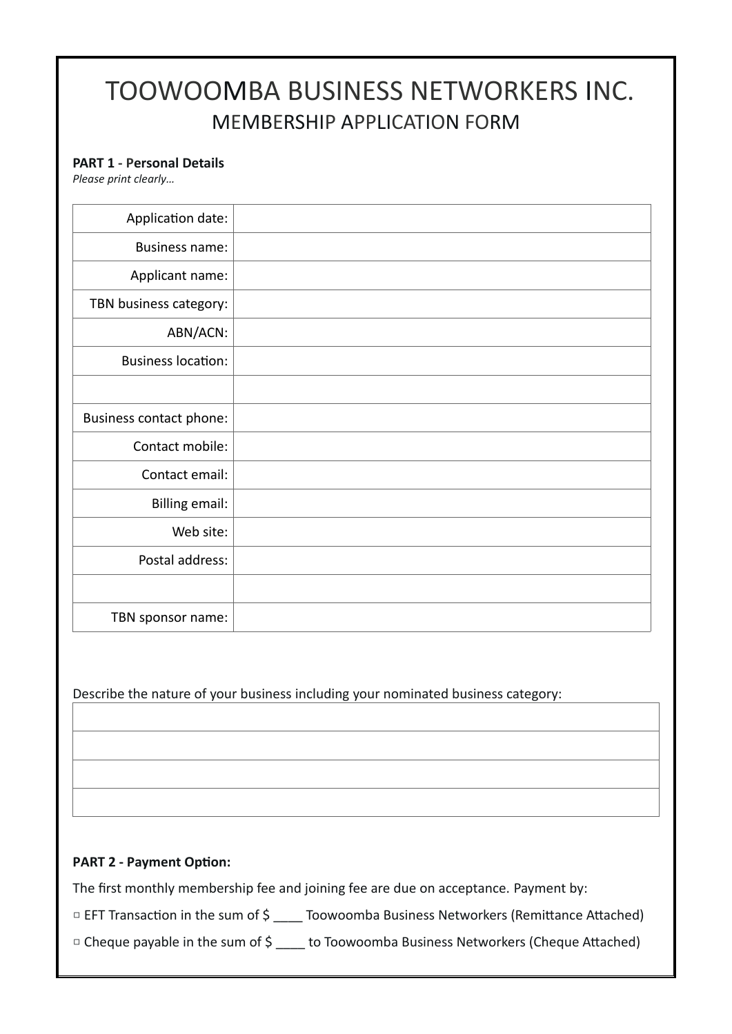# TOOWOOMBA BUSINESS NETWORKERS INC.

## MEMBERSHIP APPLICATION FORM

**PART 1 - Personal Details**

*Please print clearly…*

| | |
|---|---|
| Application date: | |
| Business name: | |
| Applicant name: | |
| TBN business category: | |
| ABN/ACN: | |
| Business location: | |
| | |
| Business contact phone: | |
| Contact mobile: | |
| Contact email: | |
| Billing email: | |
| Web site: | |
| Postal address: | |
| | |
| TBN sponsor name: | |

Describe the nature of your business including your nominated business category:

| |
|---|
| |
| |
| |
| |

**PART 2 - Payment Option:**

The first monthly membership fee and joining fee are due on acceptance. Payment by:

▫ EFT Transaction in the sum of $ ____ Toowoomba Business Networkers (Remittance Attached)

▫ Cheque payable in the sum of $ ____ to Toowoomba Business Networkers (Cheque Attached)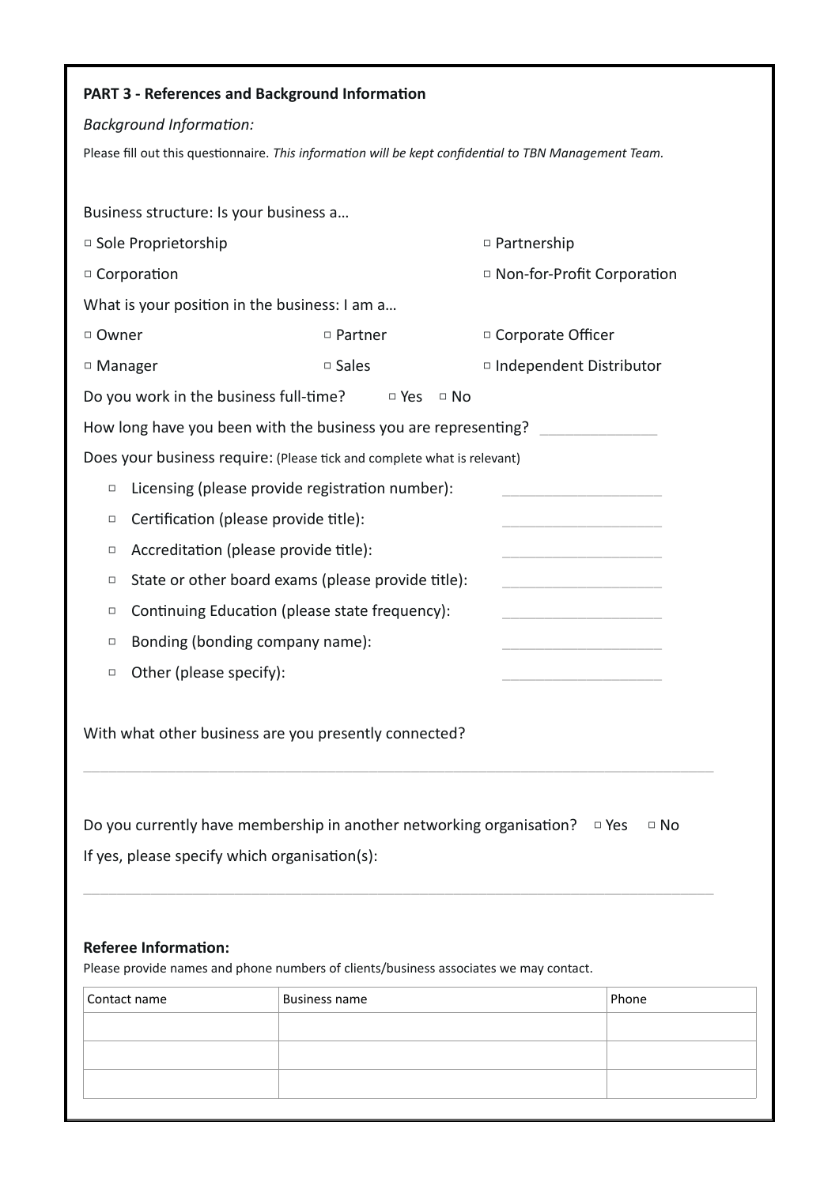**PART 3 - References and Background Information**

*Background Information:*

Please fill out this questionnaire. *This information will be kept confidential to TBN Management Team.*

Business structure: Is your business a…

▫ Sole Proprietorship ▫ Partnership

▫ Corporation ▫ Non-for-Profit Corporation

What is your position in the business: I am a…

▫ Owner ▫ Partner ▫ Corporate Officer

▫ Manager ▫ Sales ▫ Independent Distributor

Do you work in the business full-time? ▫ Yes ▫ No

How long have you been with the business you are representing? ______________

Does your business require: (Please tick and complete what is relevant)

- ▫ Licensing (please provide registration number): ____________________
- ▫ Certification (please provide title): ____________________
- ▫ Accreditation (please provide title): ____________________
- ▫ State or other board exams (please provide title): ____________________
- ▫ Continuing Education (please state frequency): ____________________
- ▫ Bonding (bonding company name): ____________________
- ▫ Other (please specify): ____________________

With what other business are you presently connected?

______________________________________________________________________________

Do you currently have membership in another networking organisation? ▫ Yes ▫ No

If yes, please specify which organisation(s):

______________________________________________________________________________

**Referee Information:**

Please provide names and phone numbers of clients/business associates we may contact.

| Contact name | Business name | Phone |
|---|---|---|
| | | |
| | | |
| | | |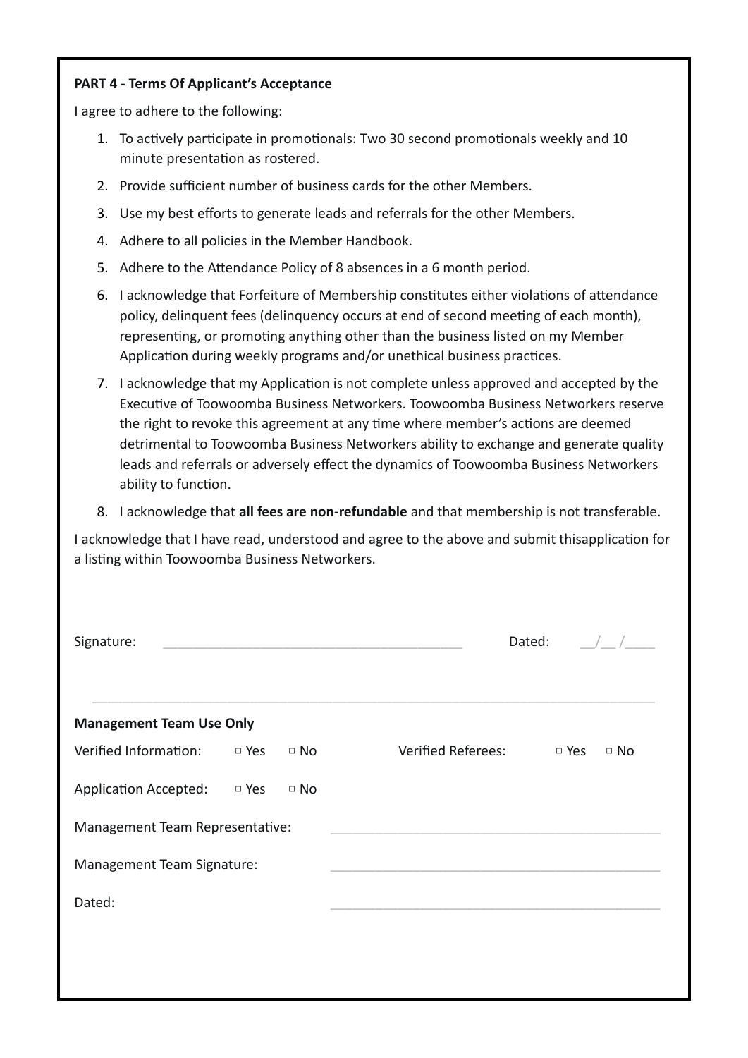**PART 4 - Terms Of Applicant's Acceptance**

I agree to adhere to the following:

1. To actively participate in promotionals: Two 30 second promotionals weekly and 10 minute presentation as rostered.
2. Provide sufficient number of business cards for the other Members.
3. Use my best efforts to generate leads and referrals for the other Members.
4. Adhere to all policies in the Member Handbook.
5. Adhere to the Attendance Policy of 8 absences in a 6 month period.
6. I acknowledge that Forfeiture of Membership constitutes either violations of attendance policy, delinquent fees (delinquency occurs at end of second meeting of each month), representing, or promoting anything other than the business listed on my Member Application during weekly programs and/or unethical business practices.
7. I acknowledge that my Application is not complete unless approved and accepted by the Executive of Toowoomba Business Networkers. Toowoomba Business Networkers reserve the right to revoke this agreement at any time where member's actions are deemed detrimental to Toowoomba Business Networkers ability to exchange and generate quality leads and referrals or adversely effect the dynamics of Toowoomba Business Networkers ability to function.
8. I acknowledge that **all fees are non-refundable** and that membership is not transferable.

I acknowledge that I have read, understood and agree to the above and submit thisapplication for a listing within Toowoomba Business Networkers.

Signature: ________________________________________ Dated: __/__/____

---

**Management Team Use Only**

Verified Information: ▫ Yes ▫ No Verified Referees: ▫ Yes ▫ No

Application Accepted: ▫ Yes ▫ No

Management Team Representative: ________________________________________

Management Team Signature: ________________________________________

Dated: ________________________________________